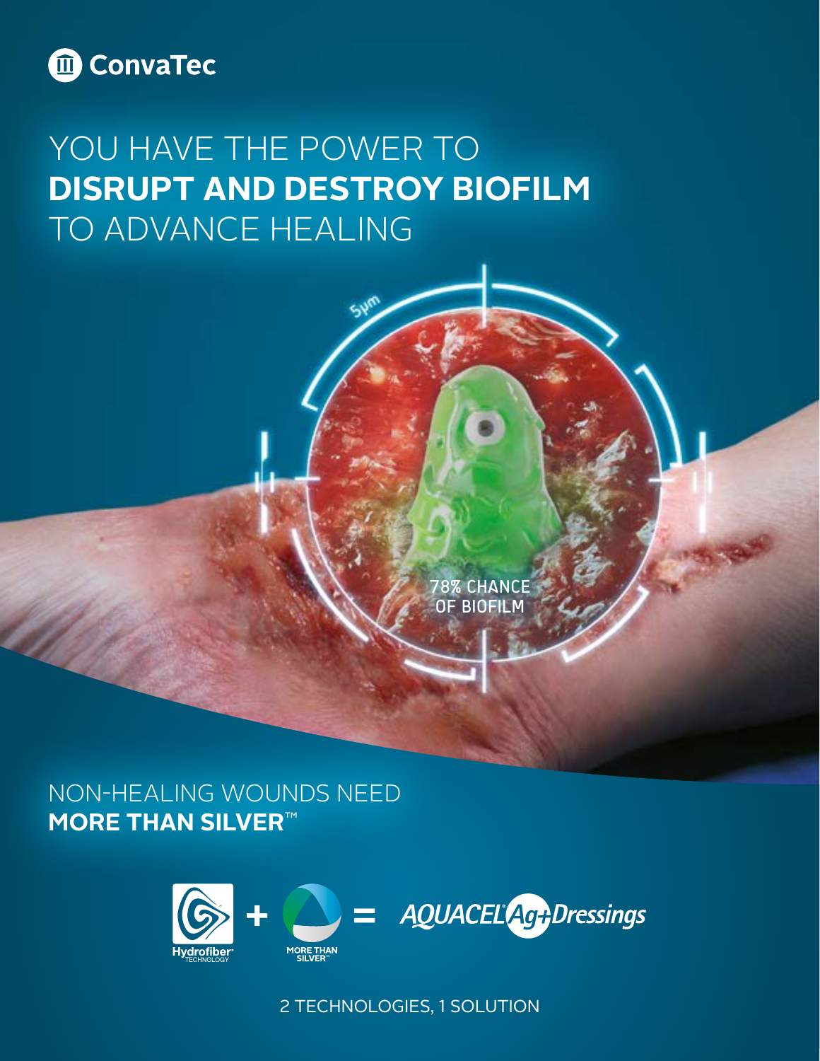ConvaTec

# YOU HAVE THE POWER TO **DISRUPT AND DESTROY BIOFILM** TO ADVANCE HEALING

5µm

78% CHANCE OF BIOFILM

## NON-HEALING WOUNDS NEED **MORE THAN SILVER™**

Hydrofiber® TECHNOLOGY + MORE THAN SILVER™ = AQUACEL® Ag+ Dressings

2 TECHNOLOGIES, 1 SOLUTION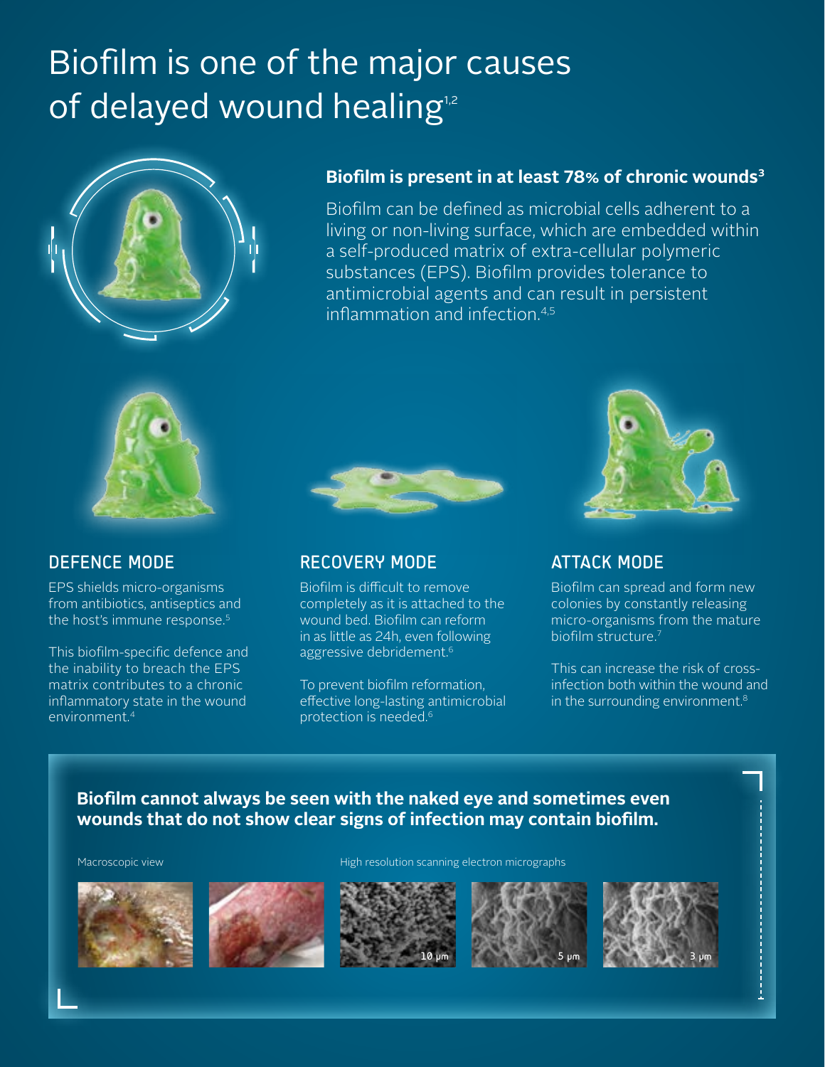# Biofilm is one of the major causes of delayed wound healing[1,2]

**Biofilm is present in at least 78% of chronic wounds[3]**

Biofilm can be defined as microbial cells adherent to a living or non-living surface, which are embedded within a self-produced matrix of extra-cellular polymeric substances (EPS). Biofilm provides tolerance to antimicrobial agents and can result in persistent inflammation and infection.[4,5]

## DEFENCE MODE

EPS shields micro-organisms from antibiotics, antiseptics and the host's immune response.[5]

This biofilm-specific defence and the inability to breach the EPS matrix contributes to a chronic inflammatory state in the wound environment.[4]

## RECOVERY MODE

Biofilm is difficult to remove completely as it is attached to the wound bed. Biofilm can reform in as little as 24h, even following aggressive debridement.[6]

To prevent biofilm reformation, effective long-lasting antimicrobial protection is needed.[6]

## ATTACK MODE

Biofilm can spread and form new colonies by constantly releasing micro-organisms from the mature biofilm structure.[7]

This can increase the risk of cross-infection both within the wound and in the surrounding environment.[8]

**Biofilm cannot always be seen with the naked eye and sometimes even wounds that do not show clear signs of infection may contain biofilm.**

Macroscopic view

High resolution scanning electron micrographs

10 μm

5 μm

3 μm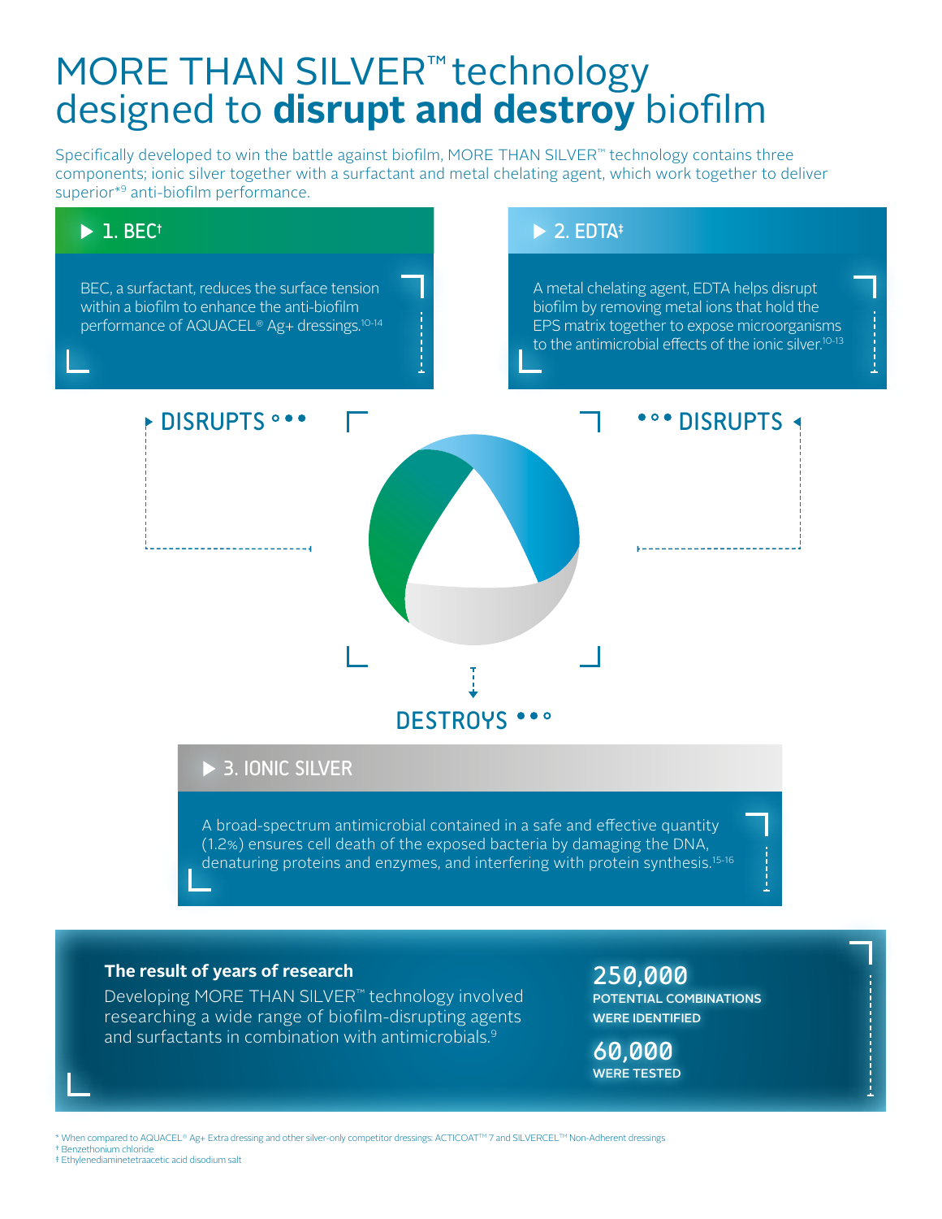# MORE THAN SILVER™ technology designed to **disrupt and destroy** biofilm

Specifically developed to win the battle against biofilm, MORE THAN SILVER™ technology contains three components; ionic silver together with a surfactant and metal chelating agent, which work together to deliver superior*[9] anti-biofilm performance.

## 1. BEC†

BEC, a surfactant, reduces the surface tension within a biofilm to enhance the anti-biofilm performance of AQUACEL® Ag+ dressings.[10-14]

## 2. EDTA‡

A metal chelating agent, EDTA helps disrupt biofilm by removing metal ions that hold the EPS matrix together to expose microorganisms to the antimicrobial effects of the ionic silver.[10-13]

DISRUPTS

DISRUPTS

DESTROYS

## 3. IONIC SILVER

A broad-spectrum antimicrobial contained in a safe and effective quantity (1.2%) ensures cell death of the exposed bacteria by damaging the DNA, denaturing proteins and enzymes, and interfering with protein synthesis.[15-16]

**The result of years of research**

Developing MORE THAN SILVER™ technology involved researching a wide range of biofilm-disrupting agents and surfactants in combination with antimicrobials.[9]

**250,000**
POTENTIAL COMBINATIONS WERE IDENTIFIED

**60,000**
WERE TESTED

\* When compared to AQUACEL® Ag+ Extra dressing and other silver-only competitor dressings: ACTICOAT™ 7 and SILVERCEL™ Non-Adherent dressings
† Benzethonium chloride
‡ Ethylenediaminetetraacetic acid disodium salt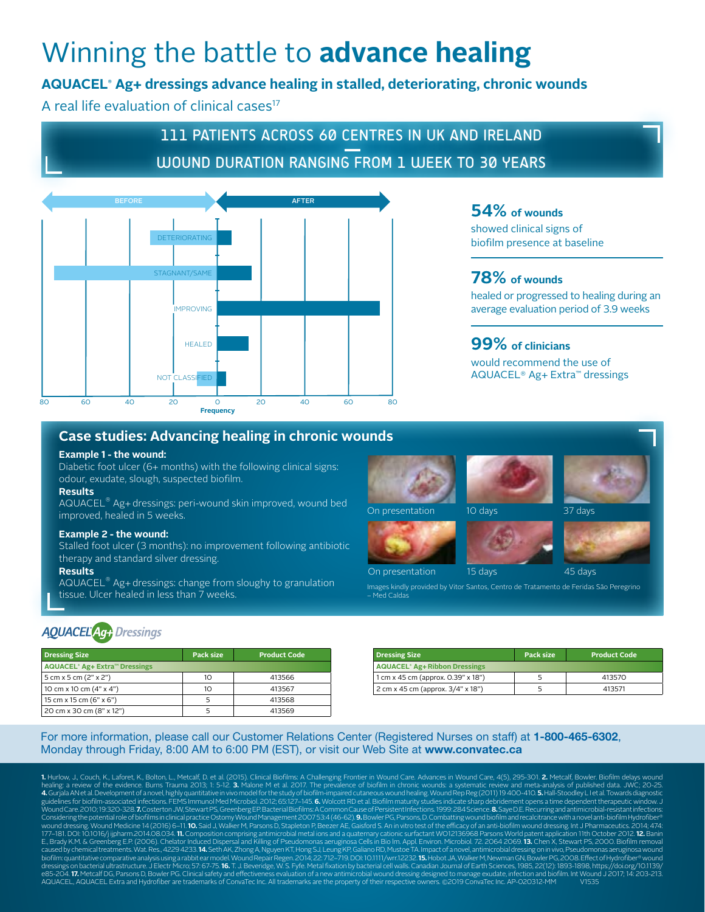# Winning the battle to **advance healing**

## AQUACEL® Ag+ dressings advance healing in stalled, deteriorating, chronic wounds

A real life evaluation of clinical cases[17]

**111 PATIENTS ACROSS 60 CENTRES IN UK AND IRELAND**

**WOUND DURATION RANGING FROM 1 WEEK TO 30 YEARS**

BEFORE
AFTER
DETERIORATING
STAGNANT/SAME
IMPROVING
HEALED
NOT CLASSIFIED
80 60 40 20 0 20 40 60 80
Frequency

**54%** of wounds
showed clinical signs of biofilm presence at baseline

**78%** of wounds
healed or progressed to healing during an average evaluation period of 3.9 weeks

**99%** of clinicians
would recommend the use of AQUACEL® Ag+ Extra™ dressings

## Case studies: Advancing healing in chronic wounds

**Example 1 - the wound:**
Diabetic foot ulcer (6+ months) with the following clinical signs: odour, exudate, slough, suspected biofilm.

**Results**
AQUACEL® Ag+ dressings: peri-wound skin improved, wound bed improved, healed in 5 weeks.

On presentation | 10 days | 37 days

**Example 2 - the wound:**
Stalled foot ulcer (3 months): no improvement following antibiotic therapy and standard silver dressing.

**Results**
AQUACEL® Ag+ dressings: change from sloughy to granulation tissue. Ulcer healed in less than 7 weeks.

On presentation | 15 days | 45 days

Images kindly provided by Vitor Santos, Centro de Tratamento de Feridas São Peregrino – Med Caldas

**AQUACEL® Ag+ Dressings**

| Dressing Size | Pack size | Product Code |
|---|---|---|
| **AQUACEL® Ag+ Extra™ Dressings** | | |
| 5 cm x 5 cm (2" x 2") | 10 | 413566 |
| 10 cm x 10 cm (4" x 4") | 10 | 413567 |
| 15 cm x 15 cm (6" x 6") | 5 | 413568 |
| 20 cm x 30 cm (8" x 12") | 5 | 413569 |

| Dressing Size | Pack size | Product Code |
|---|---|---|
| **AQUACEL® Ag+ Ribbon Dressings** | | |
| 1 cm x 45 cm (approx. 0.39" x 18") | 5 | 413570 |
| 2 cm x 45 cm (approx. 3/4" x 18") | 5 | 413571 |

For more information, please call our Customer Relations Center (Registered Nurses on staff) at **1-800-465-6302**, Monday through Friday, 8:00 AM to 6:00 PM (EST), or visit our Web Site at **www.convatec.ca**

**1.** Hurlow, J., Couch, K., Laforet, K., Bolton, L., Metcalf, D. et al. (2015). Clinical Biofilms: A Challenging Frontier in Wound Care. Advances in Wound Care, 4(5), 295-301. **2.** Metcalf, Bowler. Biofilm delays wound healing: a review of the evidence. Burns Trauma 2013; 1: 5-12. **3.** Malone M et al. 2017. The prevalence of biofilm in chronic wounds: a systematic review and meta-analysis of published data. JWC; 20-25. **4.** Gurjala AN et al. Development of a novel, highly quantitative in vivo model for the study of biofilm-impaired cutaneous wound healing. Wound Rep Reg (2011) 19 400-410. **5.** Hall-Stoodley L l et al. Towards diagnostic guidelines for biofilm-associated infections. FEMS Immunol Med Microbiol. 2012; 65:127–145. **6.** Wolcott RD et al. Biofilm maturity studies indicate sharp debridement opens a time dependent therapeutic window. J Wound Care. 2010; 19:320-328. **7.** Costerton JW, Stewart PS, Greenberg EP. Bacterial Biofilms: A Common Cause of Persistent Infections. 1999: 284 Science. **8.** Saye D.E. Recurring and antimicrobial-resistant infections: Considering the potential role of biofilms in clinical practice Ostomy Wound Management 2007 53:4 (46-62). **9.** Bowler PG, Parsons, D. Combatting wound biofilm and recalcitrance with a novel anti-biofilm Hydrofiber® wound dressing. Wound Medicine 14 (2016) 6–11. **10.** Said J, Walker M, Parsons D, Stapleton P, Beezer AE, Gaisford S. An in vitro test of the efficacy of an anti-biofilm wound dressing. Int J Pharmaceutics. 2014; 474: 177–181. DOI: 10.1016/j ijpharm.2014.08.034. **11.** Composition comprising antimicrobial metal ions and a quaternary cationic surfactant WO12136968 Parsons World patent application 11th October 2012. **12.** Banin E, Brady K.M & Greenberg E.P. (2006). Chelator Induced Dispersal and Killing of Pseudomonas aeruginosa Cells in Bio lm. Appl. Environ. Microbiol. 72. 2064 2069. **13.** Chen X, Stewart PS, 2000. Biofilm removal caused by chemical treatments. Wat. Res., 4229 4233. **14.** Seth AK, Zhong A, Nguyen KT, Hong SJ, Leung KP, Galiano RD, Mustoe TA. Impact of a novel, antimicrobial dressing on in vivo, Pseudomonas aeruginosa wound biofilm: quantitative comparative analysis using a rabbit ear model. Wound Repair Regen. 2014; 22: 712–719. DOI: 10.1111/wrr.12232. **15.** Hobot JA, Walker M, Newman GN, Bowler PG, 2008. Effect of Hydrofiber® wound dressings on bacterial ultrastructure. J Electr Micro; 57: 67-75. **16.** T. J. Beveridge, W. S. Fyfe. Metal fixation by bacterial cell walls. Canadian Journal of Earth Sciences, 1985, 22(12): 1893-1898, https://doi.org/10.1139/e85-204. **17.** Metcalf DG, Parsons D, Bowler PG. Clinical safety and effectiveness evaluation of a new antimicrobial wound dressing designed to manage exudate, infection and biofilm. Int Wound J 2017; 14: 203-213.
AQUACEL, AQUACEL Extra and Hydrofiber are trademarks of ConvaTec Inc. All trademarks are the property of their respective owners. ©2019 ConvaTec Inc. AP-020312-MM V1535